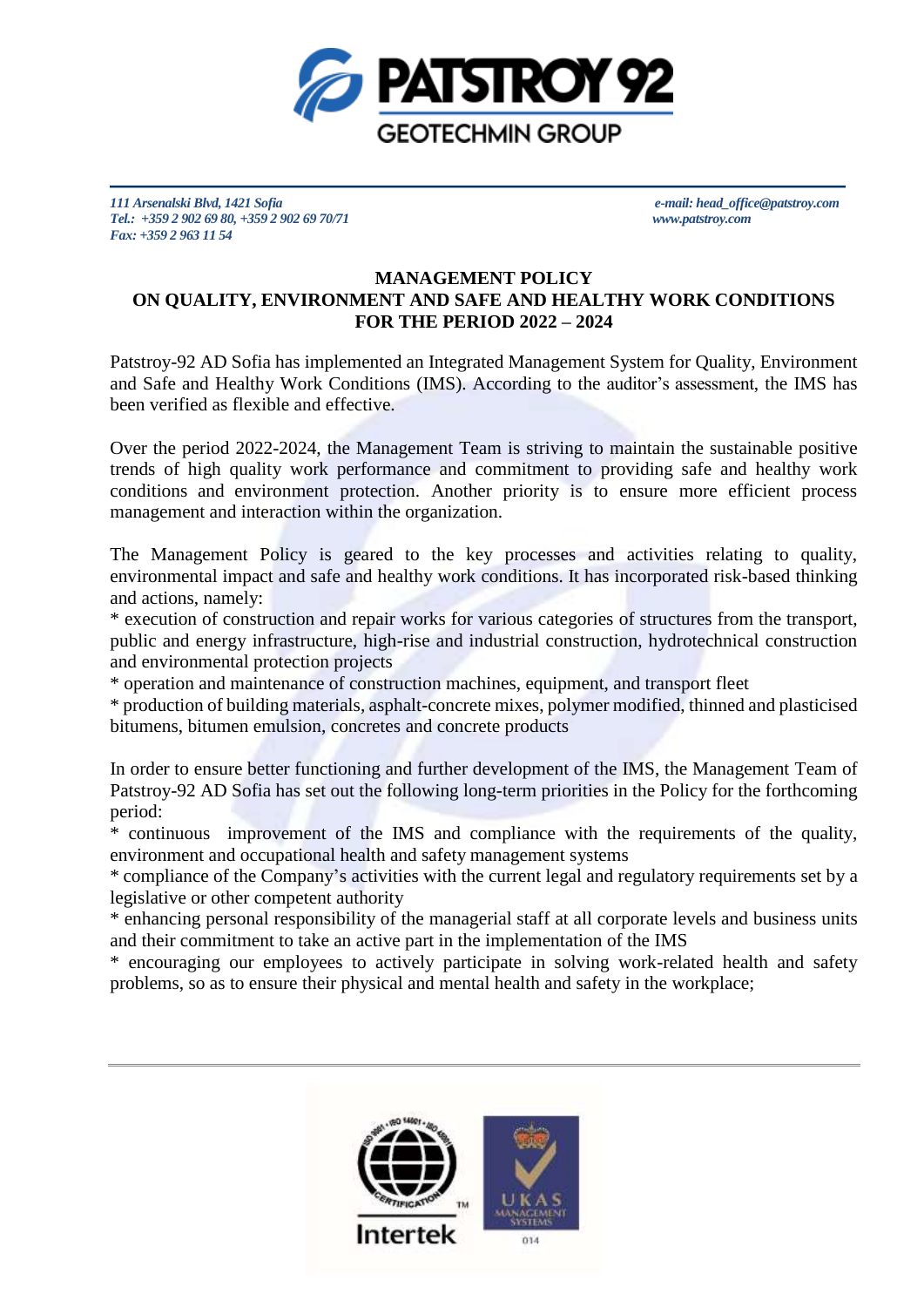PATSTROY 92
GEOTECHMIN GROUP

*111 Arsenalski Blvd, 1421 Sofia*
*Tel.: +359 2 902 69 80, +359 2 902 69 70/71*
*Fax: +359 2 963 11 54*

*e-mail: head_office@patstroy.com*
*www.patstroy.com*

# MANAGEMENT POLICY ON QUALITY, ENVIRONMENT AND SAFE AND HEALTHY WORK CONDITIONS FOR THE PERIOD 2022 – 2024

Patstroy-92 AD Sofia has implemented an Integrated Management System for Quality, Environment and Safe and Healthy Work Conditions (IMS). According to the auditor's assessment, the IMS has been verified as flexible and effective.

Over the period 2022-2024, the Management Team is striving to maintain the sustainable positive trends of high quality work performance and commitment to providing safe and healthy work conditions and environment protection. Another priority is to ensure more efficient process management and interaction within the organization.

The Management Policy is geared to the key processes and activities relating to quality, environmental impact and safe and healthy work conditions. It has incorporated risk-based thinking and actions, namely:

* execution of construction and repair works for various categories of structures from the transport, public and energy infrastructure, high-rise and industrial construction, hydrotechnical construction and environmental protection projects
* operation and maintenance of construction machines, equipment, and transport fleet
* production of building materials, asphalt-concrete mixes, polymer modified, thinned and plasticised bitumens, bitumen emulsion, concretes and concrete products

In order to ensure better functioning and further development of the IMS, the Management Team of Patstroy-92 AD Sofia has set out the following long-term priorities in the Policy for the forthcoming period:

* continuous improvement of the IMS and compliance with the requirements of the quality, environment and occupational health and safety management systems
* compliance of the Company's activities with the current legal and regulatory requirements set by a legislative or other competent authority
* enhancing personal responsibility of the managerial staff at all corporate levels and business units and their commitment to take an active part in the implementation of the IMS
* encouraging our employees to actively participate in solving work-related health and safety problems, so as to ensure their physical and mental health and safety in the workplace;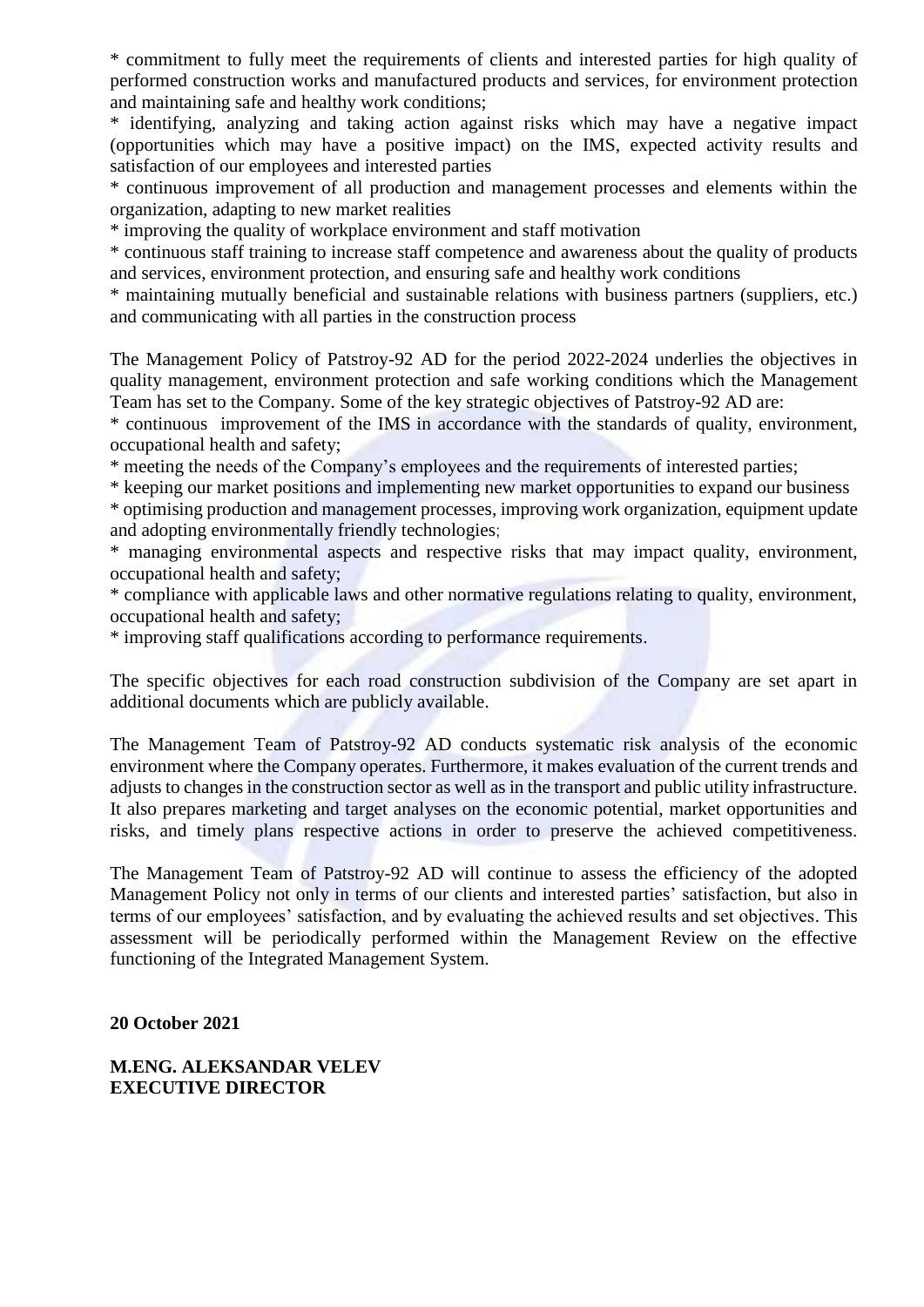* commitment to fully meet the requirements of clients and interested parties for high quality of performed construction works and manufactured products and services, for environment protection and maintaining safe and healthy work conditions;
* identifying, analyzing and taking action against risks which may have a negative impact (opportunities which may have a positive impact) on the IMS, expected activity results and satisfaction of our employees and interested parties
* continuous improvement of all production and management processes and elements within the organization, adapting to new market realities
* improving the quality of workplace environment and staff motivation
* continuous staff training to increase staff competence and awareness about the quality of products and services, environment protection, and ensuring safe and healthy work conditions
* maintaining mutually beneficial and sustainable relations with business partners (suppliers, etc.) and communicating with all parties in the construction process

The Management Policy of Patstroy-92 AD for the period 2022-2024 underlies the objectives in quality management, environment protection and safe working conditions which the Management Team has set to the Company. Some of the key strategic objectives of Patstroy-92 AD are:
* continuous improvement of the IMS in accordance with the standards of quality, environment, occupational health and safety;
* meeting the needs of the Company's employees and the requirements of interested parties;
* keeping our market positions and implementing new market opportunities to expand our business
* optimising production and management processes, improving work organization, equipment update and adopting environmentally friendly technologies;
* managing environmental aspects and respective risks that may impact quality, environment, occupational health and safety;
* compliance with applicable laws and other normative regulations relating to quality, environment, occupational health and safety;
* improving staff qualifications according to performance requirements.

The specific objectives for each road construction subdivision of the Company are set apart in additional documents which are publicly available.

The Management Team of Patstroy-92 AD conducts systematic risk analysis of the economic environment where the Company operates. Furthermore, it makes evaluation of the current trends and adjusts to changes in the construction sector as well as in the transport and public utility infrastructure. It also prepares marketing and target analyses on the economic potential, market opportunities and risks, and timely plans respective actions in order to preserve the achieved competitiveness.

The Management Team of Patstroy-92 AD will continue to assess the efficiency of the adopted Management Policy not only in terms of our clients and interested parties' satisfaction, but also in terms of our employees' satisfaction, and by evaluating the achieved results and set objectives. This assessment will be periodically performed within the Management Review on the effective functioning of the Integrated Management System.

**20 October 2021**

**M.ENG. ALEKSANDAR VELEV**
**EXECUTIVE DIRECTOR**